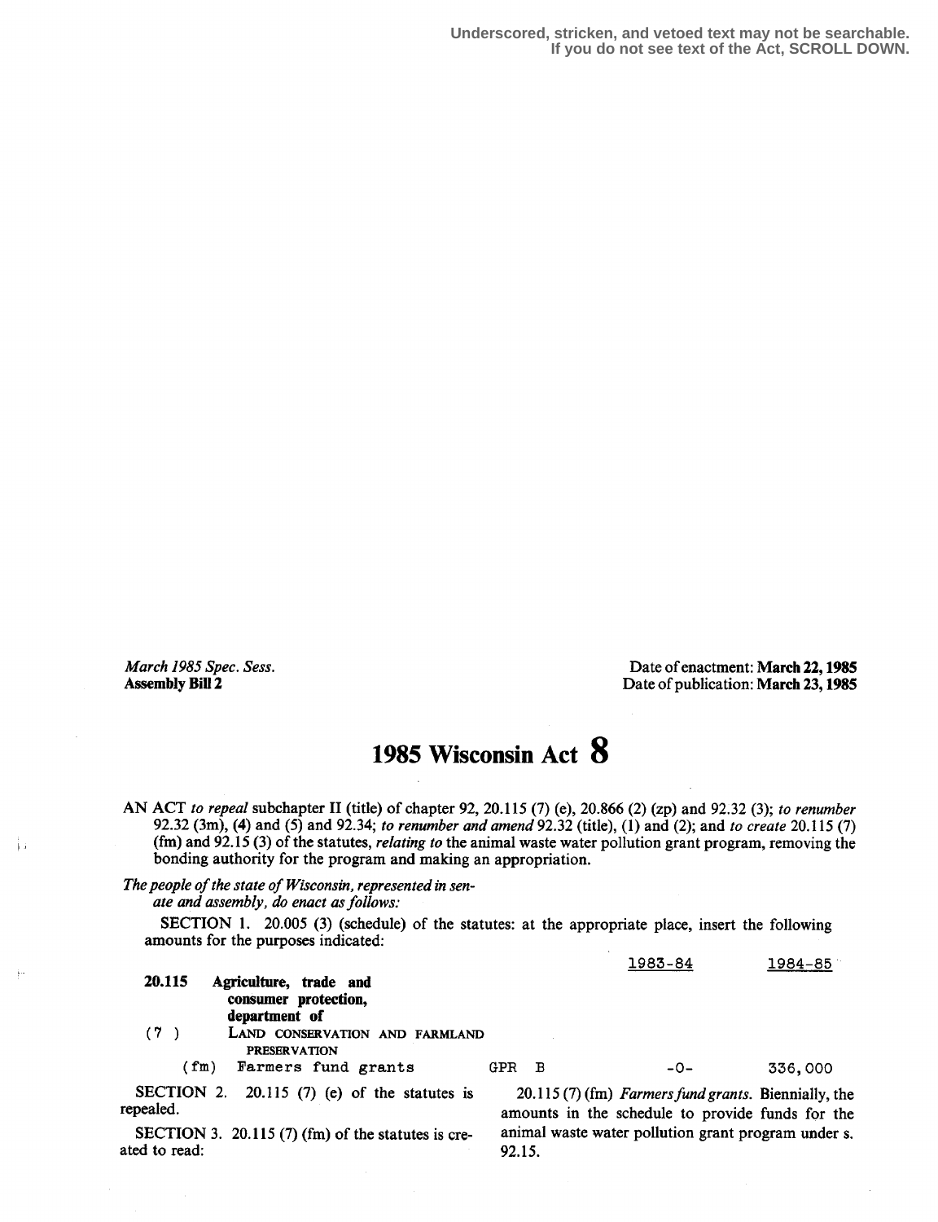Underscored, stricken, and vetoed text may not be searchable.
If you do not see text of the Act, SCROLL DOWN.

*March 1985 Spec. Sess.*
**Assembly Bill 2**

Date of enactment: **March 22, 1985**
Date of publication: **March 23, 1985**

# 1985 Wisconsin Act 8

AN ACT *to repeal* subchapter II (title) of chapter 92, 20.115 (7) (e), 20.866 (2) (zp) and 92.32 (3); *to renumber* 92.32 (3m), (4) and (5) and 92.34; *to renumber and amend* 92.32 (title), (1) and (2); and *to create* 20.115 (7) (fm) and 92.15 (3) of the statutes, *relating to* the animal waste water pollution grant program, removing the bonding authority for the program and making an appropriation.

*The people of the state of Wisconsin, represented in senate and assembly, do enact as follows:*

SECTION 1. 20.005 (3) (schedule) of the statutes: at the appropriate place, insert the following amounts for the purposes indicated:

| | | | | 1983-84 | 1984-85 |
|---|---|---|---|---|---|
| **20.115** | **Agriculture, trade and consumer protection, department of** | | | | |
| (7) | LAND CONSERVATION AND FARMLAND PRESERVATION | | | | |
| (fm) | Farmers fund grants | GPR | B | -0- | 336,000 |

SECTION 2. 20.115 (7) (e) of the statutes is repealed.

SECTION 3. 20.115 (7) (fm) of the statutes is created to read:

20.115 (7) (fm) *Farmers fund grants.* Biennially, the amounts in the schedule to provide funds for the animal waste water pollution grant program under s. 92.15.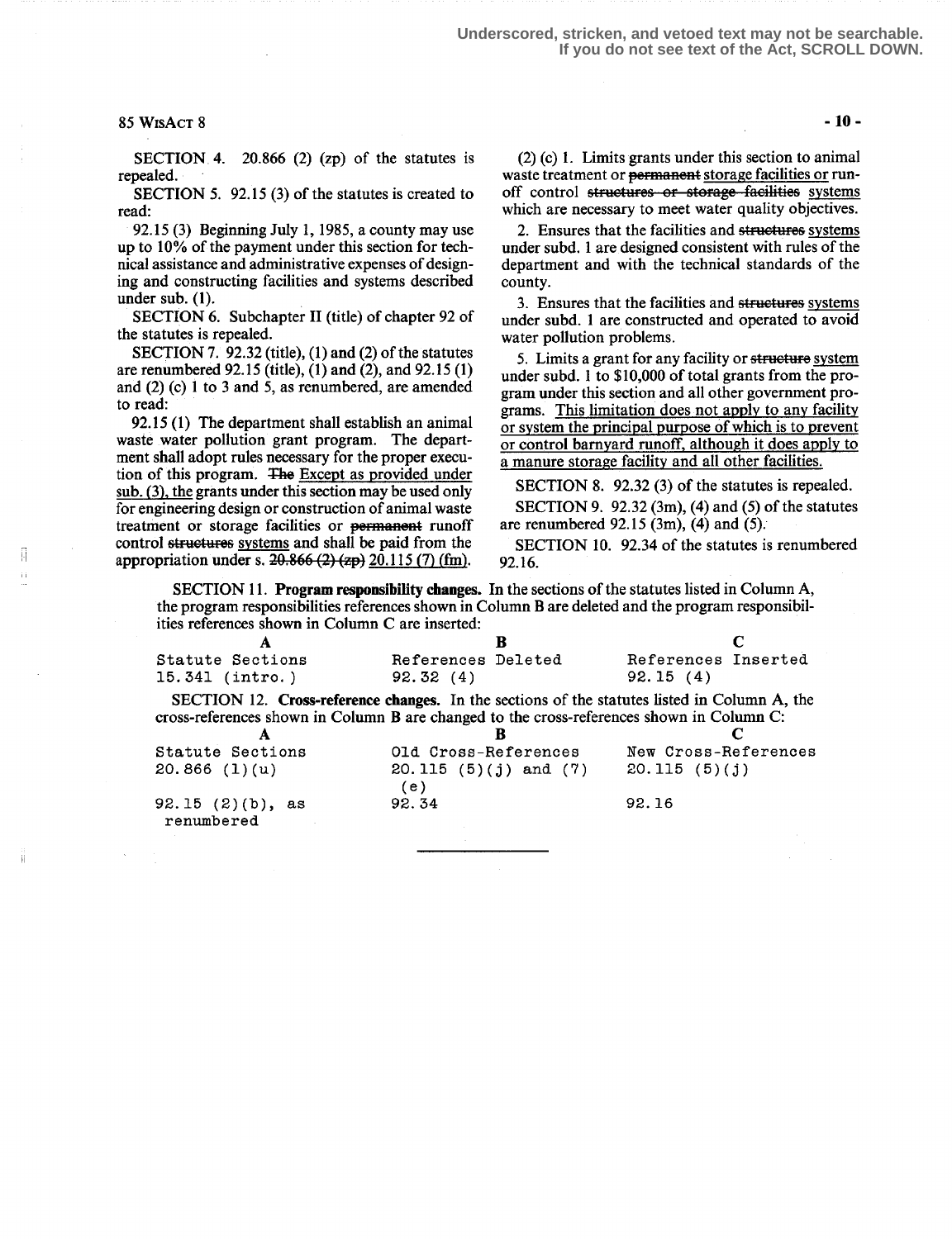SECTION 4. 20.866 (2) (zp) of the statutes is repealed.

SECTION 5. 92.15 (3) of the statutes is created to read:

92.15 (3) Beginning July 1, 1985, a county may use up to 10% of the payment under this section for technical assistance and administrative expenses of designing and constructing facilities and systems described under sub. (1).

SECTION 6. Subchapter II (title) of chapter 92 of the statutes is repealed.

SECTION 7. 92.32 (title), (1) and (2) of the statutes are renumbered 92.15 (title), (1) and (2), and 92.15 (1) and (2) (c) 1 to 3 and 5, as renumbered, are amended to read:

92.15 (1) The department shall establish an animal waste water pollution grant program. The department shall adopt rules necessary for the proper execution of this program. ~~The~~ Except as provided under sub. (3), the grants under this section may be used only for engineering design or construction of animal waste treatment or storage facilities or ~~permanent~~ runoff control ~~structures~~ systems and shall be paid from the appropriation under s. ~~20.866 (2) (zp)~~ 20.115 (7) (fm).

(2) (c) 1. Limits grants under this section to animal waste treatment or ~~permanent~~ storage facilities or runoff control ~~structures or storage facilities~~ systems which are necessary to meet water quality objectives.

2. Ensures that the facilities and ~~structures~~ systems under subd. 1 are designed consistent with rules of the department and with the technical standards of the county.

3. Ensures that the facilities and ~~structures~~ systems under subd. 1 are constructed and operated to avoid water pollution problems.

5. Limits a grant for any facility or ~~structure~~ system under subd. 1 to $10,000 of total grants from the program under this section and all other government programs. This limitation does not apply to any facility or system the principal purpose of which is to prevent or control barnyard runoff, although it does apply to a manure storage facility and all other facilities.

SECTION 8. 92.32 (3) of the statutes is repealed.

SECTION 9. 92.32 (3m), (4) and (5) of the statutes are renumbered 92.15 (3m), (4) and (5).

SECTION 10. 92.34 of the statutes is renumbered 92.16.

SECTION 11. **Program responsibility changes.** In the sections of the statutes listed in Column A, the program responsibilities references shown in Column B are deleted and the program responsibilities references shown in Column C are inserted:

| A | B | C |
|---|---|---|
| Statute Sections | References Deleted | References Inserted |
| 15.341 (intro.) | 92.32 (4) | 92.15 (4) |

SECTION 12. **Cross-reference changes.** In the sections of the statutes listed in Column A, the cross-references shown in Column B are changed to the cross-references shown in Column C:

| A | B | C |
|---|---|---|
| Statute Sections | Old Cross-References | New Cross-References |
| 20.866 (1)(u) | 20.115 (5)(j) and (7)(e) | 20.115 (5)(j) |
| 92.15 (2)(b), as renumbered | 92.34 | 92.16 |